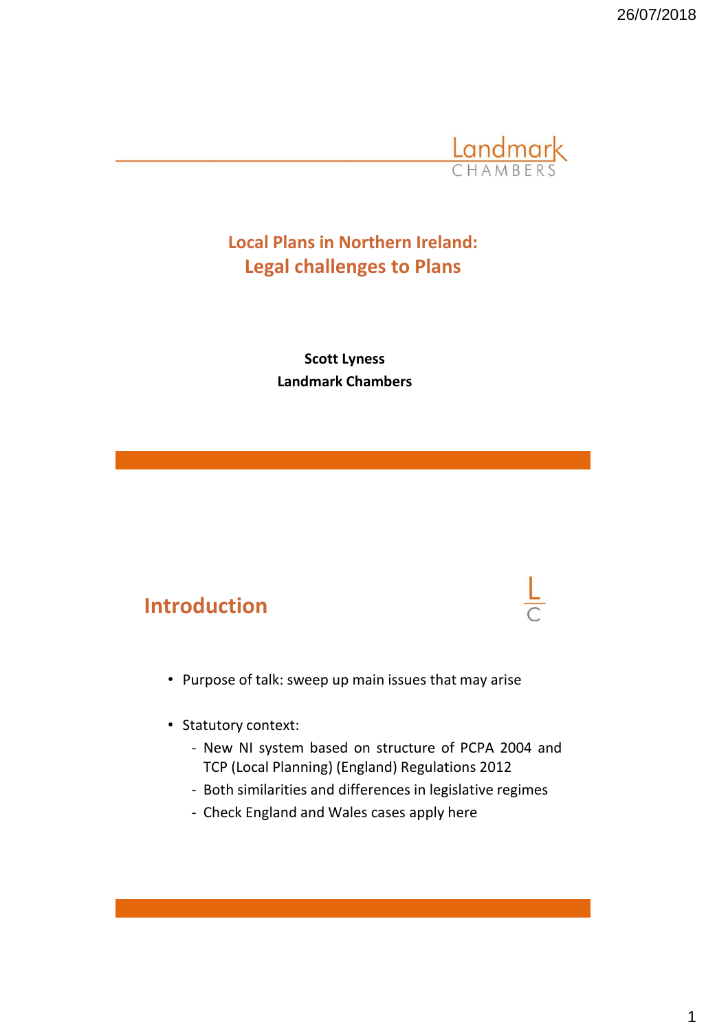Landmark
CHAMBERS

# Local Plans in Northern Ireland: Legal challenges to Plans

**Scott Lyness**
**Landmark Chambers**

## Introduction

- Purpose of talk: sweep up main issues that may arise
- Statutory context:
  - New NI system based on structure of PCPA 2004 and TCP (Local Planning) (England) Regulations 2012
  - Both similarities and differences in legislative regimes
  - Check England and Wales cases apply here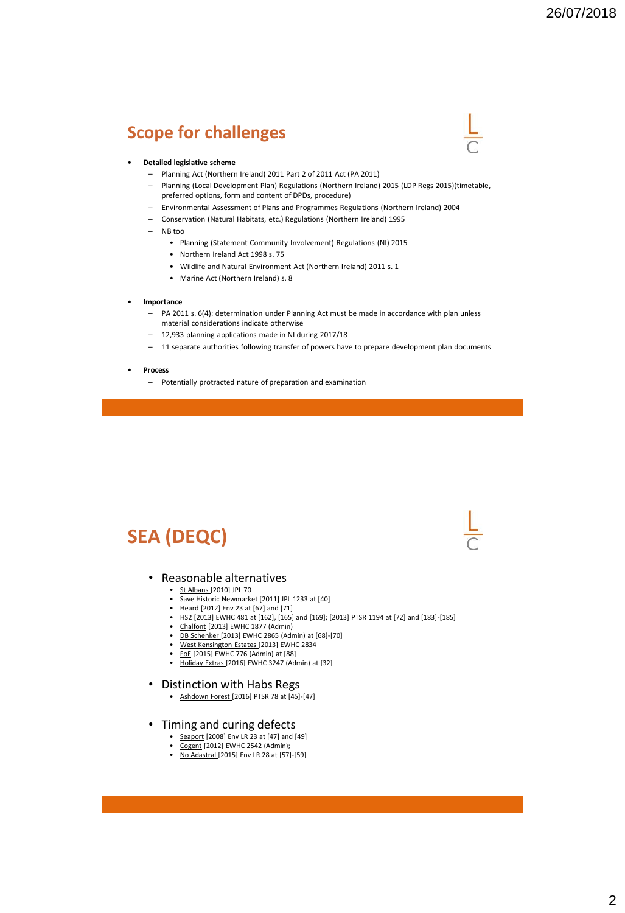## Scope for challenges

- **Detailed legislative scheme**
  - Planning Act (Northern Ireland) 2011 Part 2 of 2011 Act (PA 2011)
  - Planning (Local Development Plan) Regulations (Northern Ireland) 2015 (LDP Regs 2015)(timetable, preferred options, form and content of DPDs, procedure)
  - Environmental Assessment of Plans and Programmes Regulations (Northern Ireland) 2004
  - Conservation (Natural Habitats, etc.) Regulations (Northern Ireland) 1995
  - NB too
    - Planning (Statement Community Involvement) Regulations (NI) 2015
    - Northern Ireland Act 1998 s. 75
    - Wildlife and Natural Environment Act (Northern Ireland) 2011 s. 1
    - Marine Act (Northern Ireland) s. 8
- **Importance**
  - PA 2011 s. 6(4): determination under Planning Act must be made in accordance with plan unless material considerations indicate otherwise
  - 12,933 planning applications made in NI during 2017/18
  - 11 separate authorities following transfer of powers have to prepare development plan documents
- **Process**
  - Potentially protracted nature of preparation and examination

## SEA (DEQC)

- Reasonable alternatives
  - St Albans [2010] JPL 70
  - Save Historic Newmarket [2011] JPL 1233 at [40]
  - Heard [2012] Env 23 at [67] and [71]
  - HS2 [2013] EWHC 481 at [162], [165] and [169]; [2013] PTSR 1194 at [72] and [183]-[185]
  - Chalfont [2013] EWHC 1877 (Admin)
  - DB Schenker [2013] EWHC 2865 (Admin) at [68]-[70]
  - West Kensington Estates [2013] EWHC 2834
  - FoE [2015] EWHC 776 (Admin) at [88]
  - Holiday Extras [2016] EWHC 3247 (Admin) at [32]
- Distinction with Habs Regs
  - Ashdown Forest [2016] PTSR 78 at [45]-[47]
- Timing and curing defects
  - Seaport [2008] Env LR 23 at [47] and [49]
  - Cogent [2012] EWHC 2542 (Admin);
  - No Adastral [2015] Env LR 28 at [57]-[59]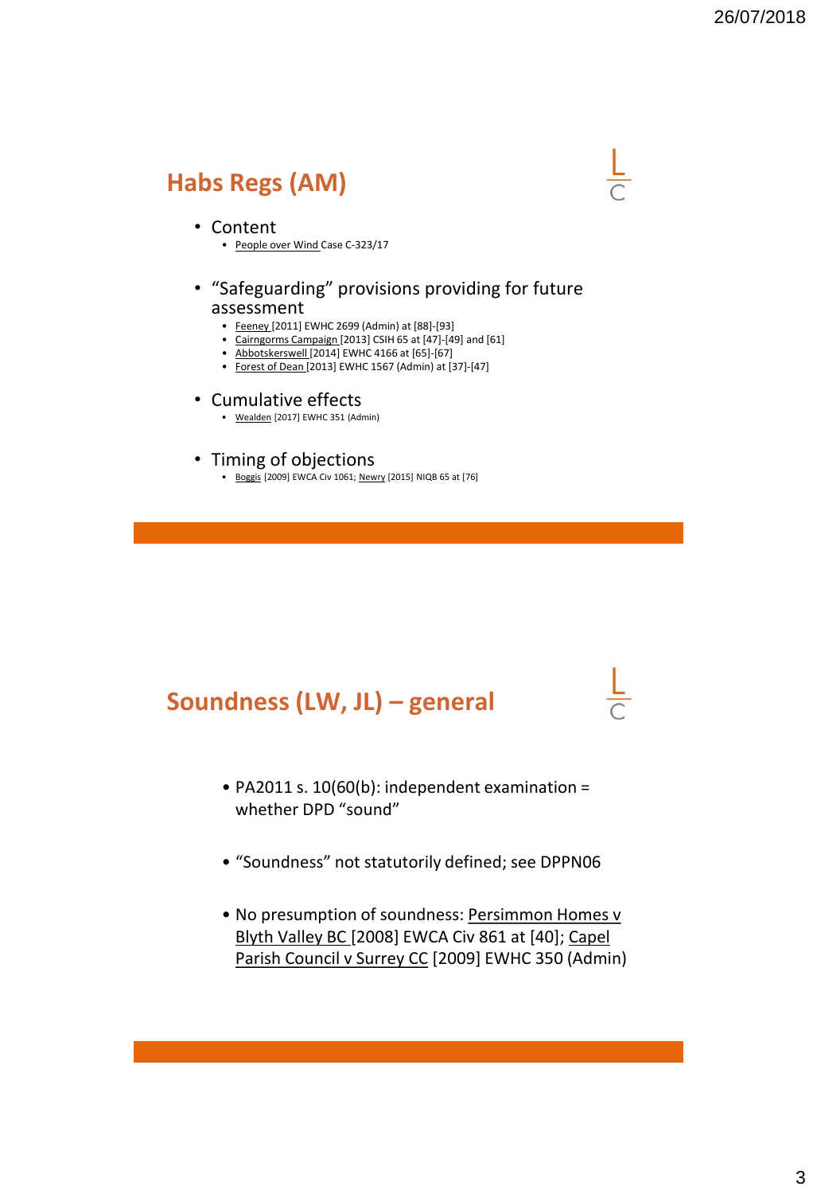## Habs Regs (AM)

- Content
  - People over Wind Case C-323/17
- "Safeguarding" provisions providing for future assessment
  - Feeney [2011] EWHC 2699 (Admin) at [88]-[93]
  - Cairngorms Campaign [2013] CSIH 65 at [47]-[49] and [61]
  - Abbotskerswell [2014] EWHC 4166 at [65]-[67]
  - Forest of Dean [2013] EWHC 1567 (Admin) at [37]-[47]
- Cumulative effects
  - Wealden [2017] EWHC 351 (Admin)
- Timing of objections
  - Boggis [2009] EWCA Civ 1061; Newry [2015] NIQB 65 at [76]

## Soundness (LW, JL) – general

- PA2011 s. 10(60(b): independent examination = whether DPD "sound"
- "Soundness" not statutorily defined; see DPPN06
- No presumption of soundness: Persimmon Homes v Blyth Valley BC [2008] EWCA Civ 861 at [40]; Capel Parish Council v Surrey CC [2009] EWHC 350 (Admin)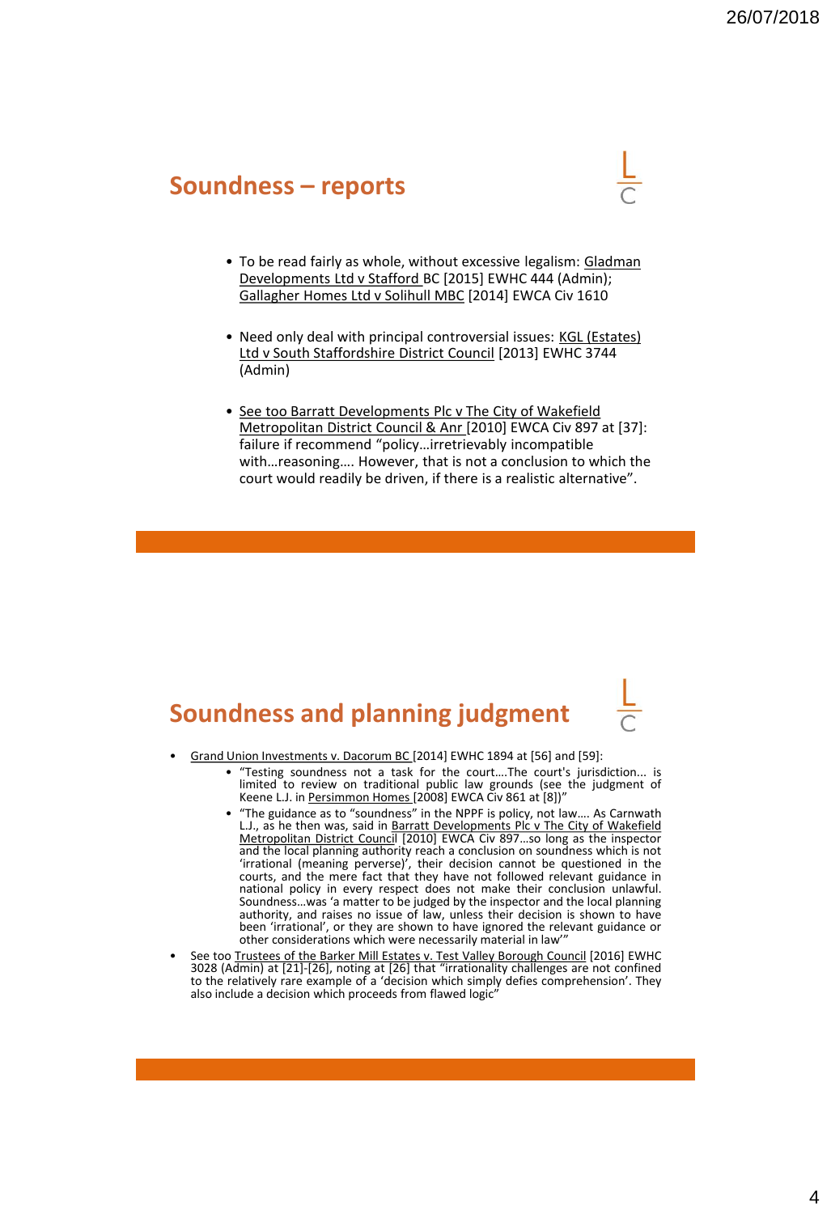## Soundness – reports

- To be read fairly as whole, without excessive legalism: Gladman Developments Ltd v Stafford BC [2015] EWHC 444 (Admin); Gallagher Homes Ltd v Solihull MBC [2014] EWCA Civ 1610
- Need only deal with principal controversial issues: KGL (Estates) Ltd v South Staffordshire District Council [2013] EWHC 3744 (Admin)
- See too Barratt Developments Plc v The City of Wakefield Metropolitan District Council & Anr [2010] EWCA Civ 897 at [37]: failure if recommend "policy…irretrievably incompatible with…reasoning…. However, that is not a conclusion to which the court would readily be driven, if there is a realistic alternative".

## Soundness and planning judgment

- Grand Union Investments v. Dacorum BC [2014] EWHC 1894 at [56] and [59]:
  - "Testing soundness not a task for the court….The court's jurisdiction... is limited to review on traditional public law grounds (see the judgment of Keene L.J. in Persimmon Homes [2008] EWCA Civ 861 at [8])"
  - "The guidance as to "soundness" in the NPPF is policy, not law…. As Carnwath L.J., as he then was, said in Barratt Developments Plc v The City of Wakefield Metropolitan District Council [2010] EWCA Civ 897…so long as the inspector and the local planning authority reach a conclusion on soundness which is not 'irrational (meaning perverse)', their decision cannot be questioned in the courts, and the mere fact that they have not followed relevant guidance in national policy in every respect does not make their conclusion unlawful. Soundness…was 'a matter to be judged by the inspector and the local planning authority, and raises no issue of law, unless their decision is shown to have been 'irrational', or they are shown to have ignored the relevant guidance or other considerations which were necessarily material in law'"
- See too Trustees of the Barker Mill Estates v. Test Valley Borough Council [2016] EWHC 3028 (Admin) at [21]-[26], noting at [26] that "irrationality challenges are not confined to the relatively rare example of a 'decision which simply defies comprehension'. They also include a decision which proceeds from flawed logic"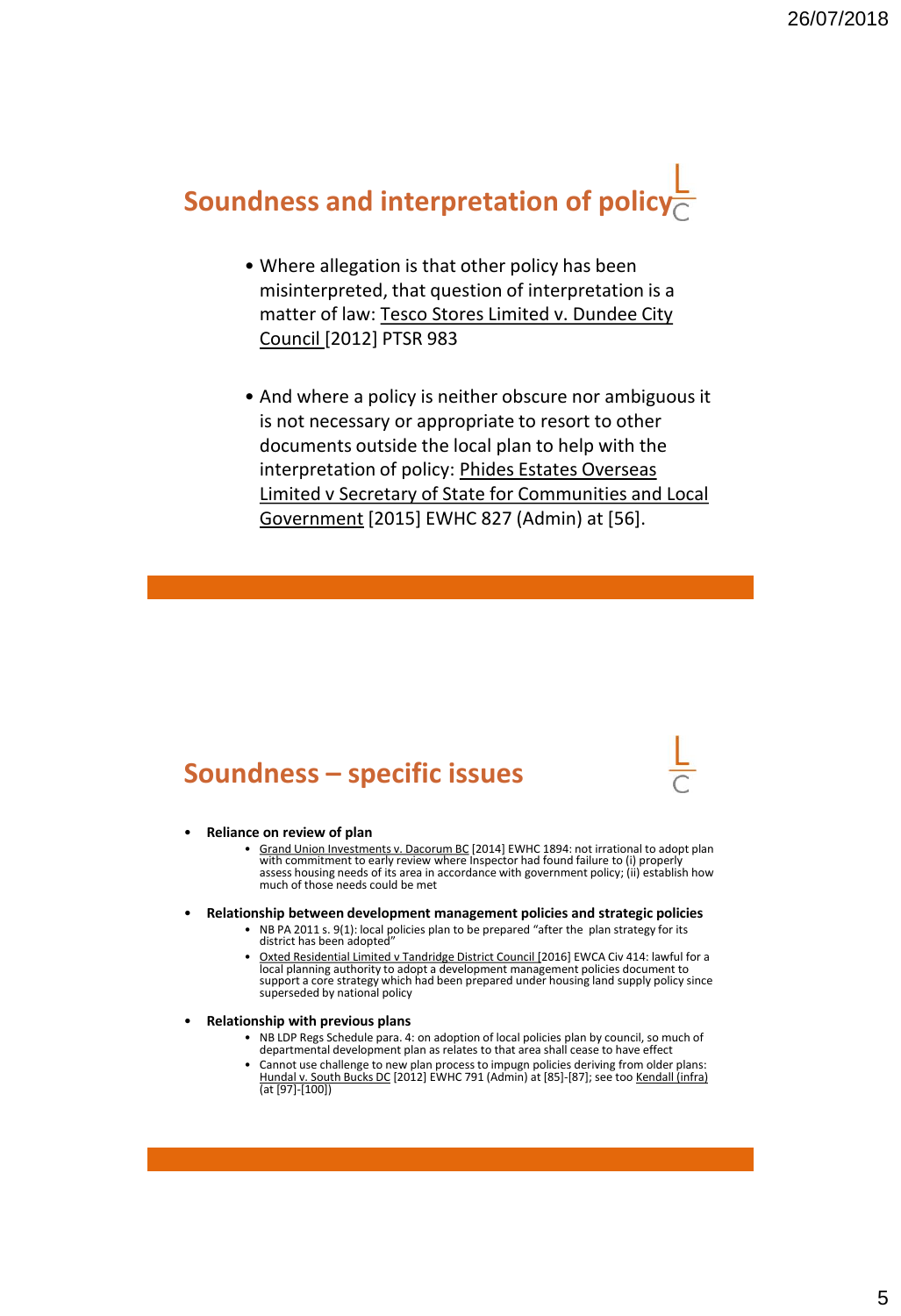## Soundness and interpretation of policy

- Where allegation is that other policy has been misinterpreted, that question of interpretation is a matter of law: Tesco Stores Limited v. Dundee City Council [2012] PTSR 983
- And where a policy is neither obscure nor ambiguous it is not necessary or appropriate to resort to other documents outside the local plan to help with the interpretation of policy: Phides Estates Overseas Limited v Secretary of State for Communities and Local Government [2015] EWHC 827 (Admin) at [56].

## Soundness – specific issues

- **Reliance on review of plan**
  - Grand Union Investments v. Dacorum BC [2014] EWHC 1894: not irrational to adopt plan with commitment to early review where Inspector had found failure to (i) properly assess housing needs of its area in accordance with government policy; (ii) establish how much of those needs could be met
- **Relationship between development management policies and strategic policies**
  - NB PA 2011 s. 9(1): local policies plan to be prepared "after the plan strategy for its district has been adopted"
  - Oxted Residential Limited v Tandridge District Council [2016] EWCA Civ 414: lawful for a local planning authority to adopt a development management policies document to support a core strategy which had been prepared under housing land supply policy since superseded by national policy
- **Relationship with previous plans**
  - NB LDP Regs Schedule para. 4: on adoption of local policies plan by council, so much of departmental development plan as relates to that area shall cease to have effect
  - Cannot use challenge to new plan process to impugn policies deriving from older plans: Hundal v. South Bucks DC [2012] EWHC 791 (Admin) at [85]-[87]; see too Kendall (infra) (at [97]-[100])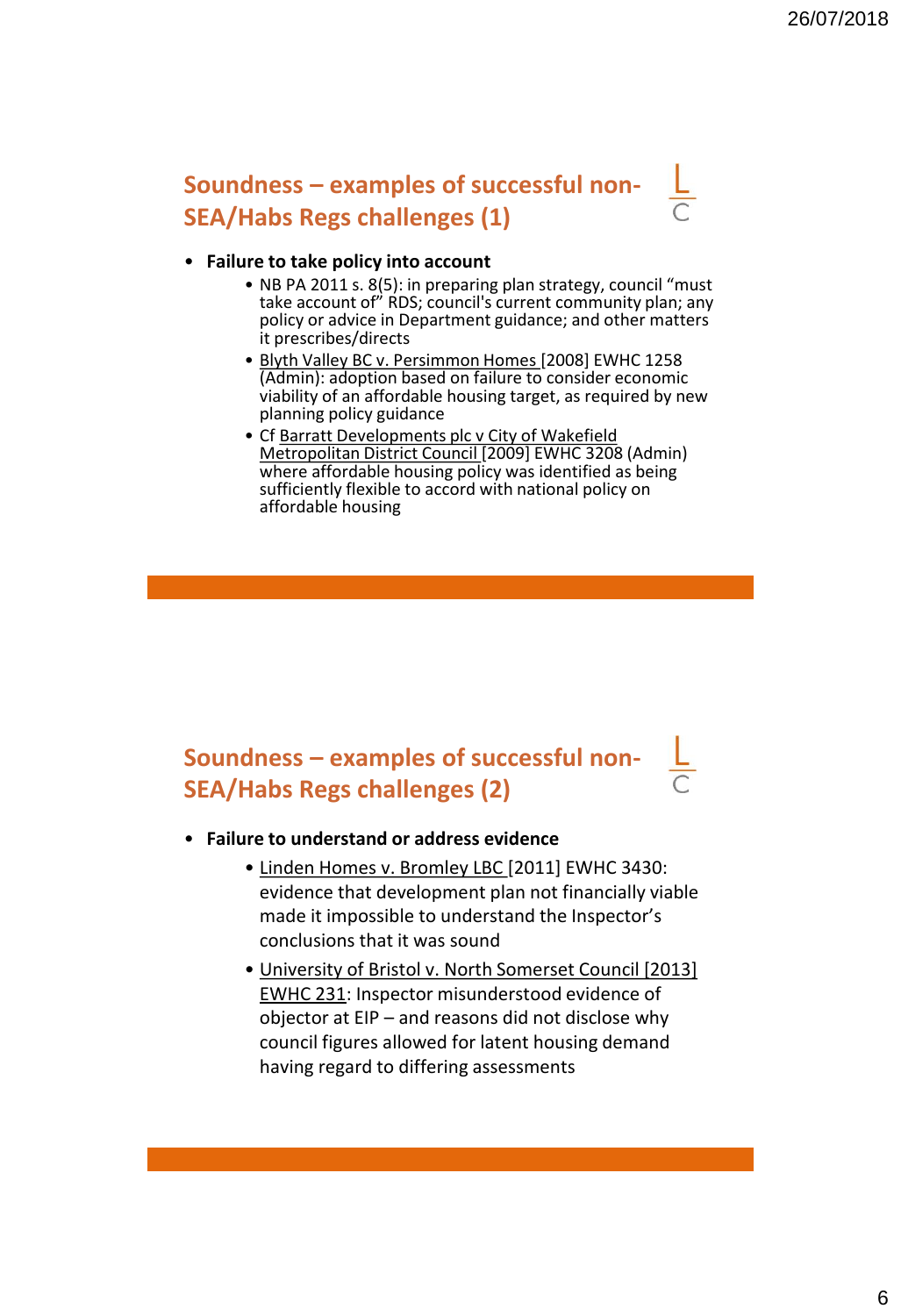## Soundness – examples of successful non-SEA/Habs Regs challenges (1)

- **Failure to take policy into account**
  - NB PA 2011 s. 8(5): in preparing plan strategy, council "must take account of" RDS; council's current community plan; any policy or advice in Department guidance; and other matters it prescribes/directs
  - Blyth Valley BC v. Persimmon Homes [2008] EWHC 1258 (Admin): adoption based on failure to consider economic viability of an affordable housing target, as required by new planning policy guidance
  - Cf Barratt Developments plc v City of Wakefield Metropolitan District Council [2009] EWHC 3208 (Admin) where affordable housing policy was identified as being sufficiently flexible to accord with national policy on affordable housing

## Soundness – examples of successful non-SEA/Habs Regs challenges (2)

- **Failure to understand or address evidence**
  - Linden Homes v. Bromley LBC [2011] EWHC 3430: evidence that development plan not financially viable made it impossible to understand the Inspector's conclusions that it was sound
  - University of Bristol v. North Somerset Council [2013] EWHC 231: Inspector misunderstood evidence of objector at EIP – and reasons did not disclose why council figures allowed for latent housing demand having regard to differing assessments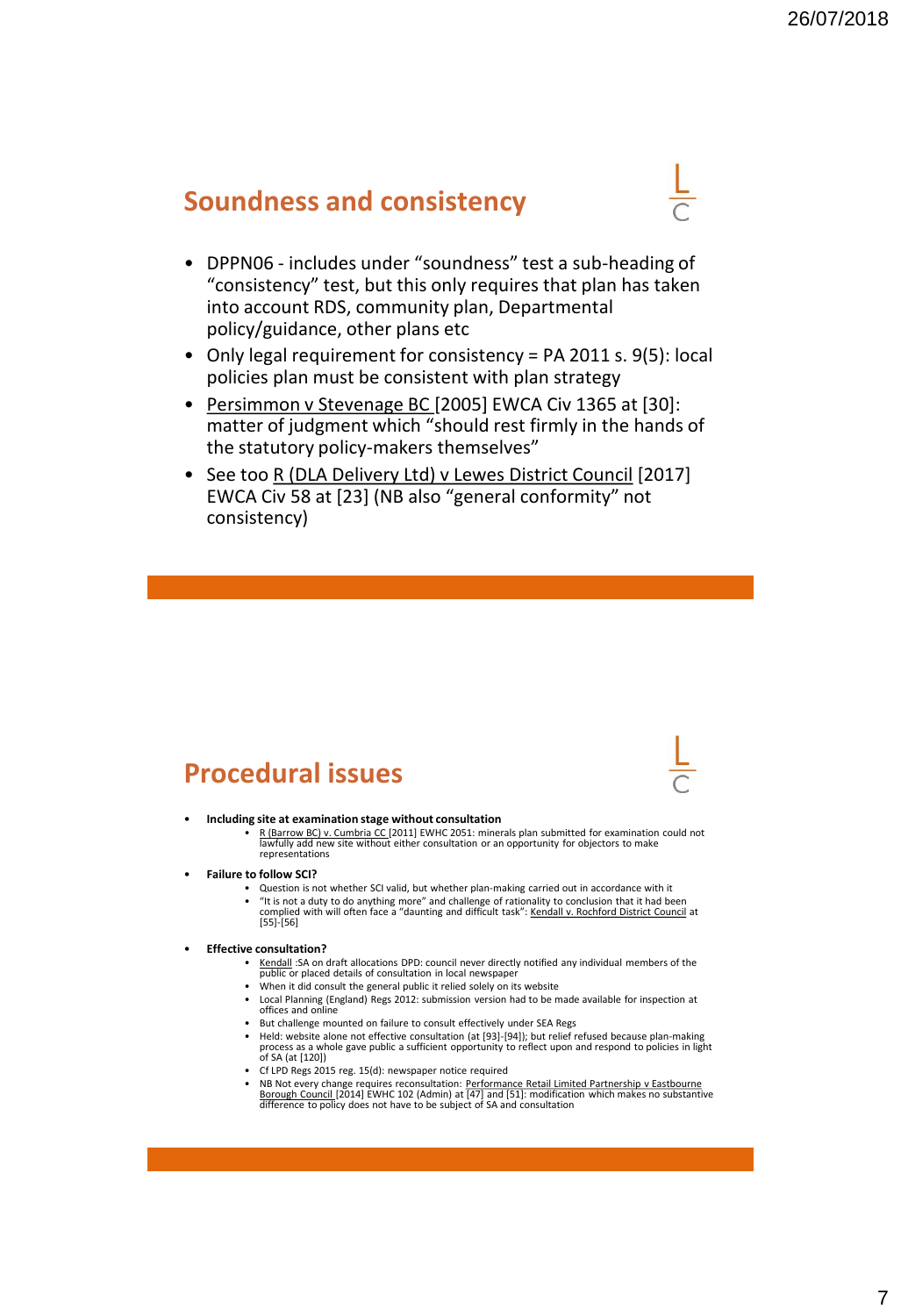## Soundness and consistency

- DPPN06 - includes under "soundness" test a sub-heading of "consistency" test, but this only requires that plan has taken into account RDS, community plan, Departmental policy/guidance, other plans etc
- Only legal requirement for consistency = PA 2011 s. 9(5): local policies plan must be consistent with plan strategy
- Persimmon v Stevenage BC [2005] EWCA Civ 1365 at [30]: matter of judgment which "should rest firmly in the hands of the statutory policy-makers themselves"
- See too R (DLA Delivery Ltd) v Lewes District Council [2017] EWCA Civ 58 at [23] (NB also "general conformity" not consistency)

## Procedural issues

- **Including site at examination stage without consultation**
  - R (Barrow BC) v. Cumbria CC [2011] EWHC 2051: minerals plan submitted for examination could not lawfully add new site without either consultation or an opportunity for objectors to make representations
- **Failure to follow SCI?**
  - Question is not whether SCI valid, but whether plan-making carried out in accordance with it
  - "It is not a duty to do anything more" and challenge of rationality to conclusion that it had been complied with will often face a "daunting and difficult task": Kendall v. Rochford District Council at [55]-[56]
- **Effective consultation?**
  - Kendall :SA on draft allocations DPD: council never directly notified any individual members of the public or placed details of consultation in local newspaper
  - When it did consult the general public it relied solely on its website
  - Local Planning (England) Regs 2012: submission version had to be made available for inspection at offices and online
  - But challenge mounted on failure to consult effectively under SEA Regs
  - Held: website alone not effective consultation (at [93]-[94]); but relief refused because plan-making process as a whole gave public a sufficient opportunity to reflect upon and respond to policies in light of SA (at [120])
  - Cf LPD Regs 2015 reg. 15(d): newspaper notice required
  - NB Not every change requires reconsultation: Performance Retail Limited Partnership v Eastbourne Borough Council [2014] EWHC 102 (Admin) at [47] and [51]: modification which makes no substantive difference to policy does not have to be subject of SA and consultation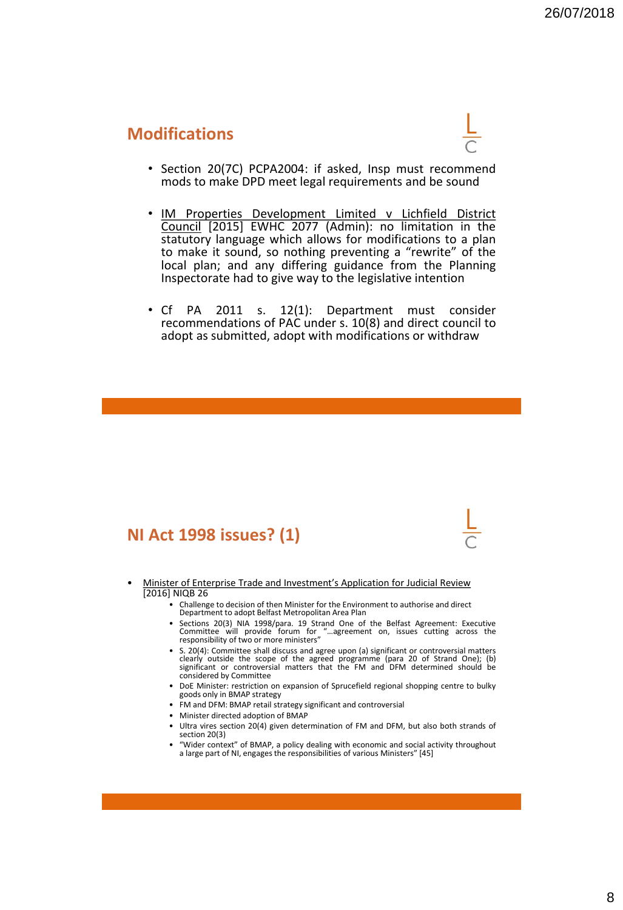## Modifications

- Section 20(7C) PCPA2004: if asked, Insp must recommend mods to make DPD meet legal requirements and be sound
- IM Properties Development Limited v Lichfield District Council [2015] EWHC 2077 (Admin): no limitation in the statutory language which allows for modifications to a plan to make it sound, so nothing preventing a "rewrite" of the local plan; and any differing guidance from the Planning Inspectorate had to give way to the legislative intention
- Cf PA 2011 s. 12(1): Department must consider recommendations of PAC under s. 10(8) and direct council to adopt as submitted, adopt with modifications or withdraw

## NI Act 1998 issues? (1)

- Minister of Enterprise Trade and Investment's Application for Judicial Review [2016] NIQB 26
  - Challenge to decision of then Minister for the Environment to authorise and direct Department to adopt Belfast Metropolitan Area Plan
  - Sections 20(3) NIA 1998/para. 19 Strand One of the Belfast Agreement: Executive Committee will provide forum for "…agreement on, issues cutting across the responsibility of two or more ministers"
  - S. 20(4): Committee shall discuss and agree upon (a) significant or controversial matters clearly outside the scope of the agreed programme (para 20 of Strand One); (b) significant or controversial matters that the FM and DFM determined should be considered by Committee
  - DoE Minister: restriction on expansion of Sprucefield regional shopping centre to bulky goods only in BMAP strategy
  - FM and DFM: BMAP retail strategy significant and controversial
  - Minister directed adoption of BMAP
  - Ultra vires section 20(4) given determination of FM and DFM, but also both strands of section 20(3)
  - "Wider context" of BMAP, a policy dealing with economic and social activity throughout a large part of NI, engages the responsibilities of various Ministers" [45]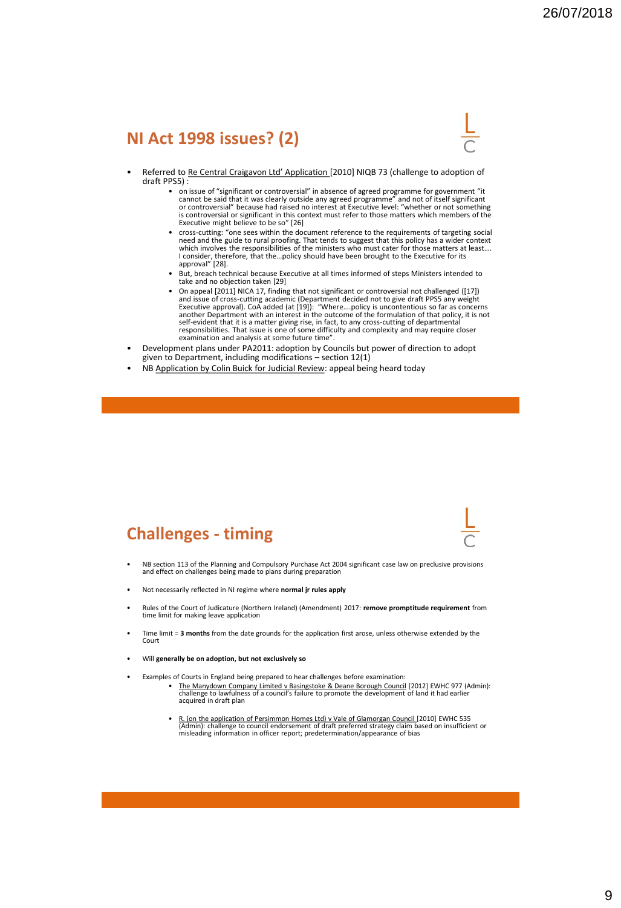## NI Act 1998 issues? (2)

- Referred to Re Central Craigavon Ltd' Application [2010] NIQB 73 (challenge to adoption of draft PPS5) :
  - on issue of "significant or controversial" in absence of agreed programme for government "it cannot be said that it was clearly outside any agreed programme" and not of itself significant or controversial" because had raised no interest at Executive level: "whether or not something is controversial or significant in this context must refer to those matters which members of the Executive might believe to be so" [26]
  - cross-cutting: "one sees within the document reference to the requirements of targeting social need and the guide to rural proofing. That tends to suggest that this policy has a wider context which involves the responsibilities of the ministers who must cater for those matters at least…. I consider, therefore, that the…policy should have been brought to the Executive for its approval" [28].
  - But, breach technical because Executive at all times informed of steps Ministers intended to take and no objection taken [29]
  - On appeal [2011] NICA 17, finding that not significant or controversial not challenged ([17]) and issue of cross-cutting academic (Department decided not to give draft PPS5 any weight Executive approval). CoA added (at [19]): "Where….policy is uncontentious so far as concerns another Department with an interest in the outcome of the formulation of that policy, it is not self-evident that it is a matter giving rise, in fact, to any cross-cutting of departmental responsibilities. That issue is one of some difficulty and complexity and may require closer examination and analysis at some future time".
- Development plans under PA2011: adoption by Councils but power of direction to adopt given to Department, including modifications – section 12(1)
- NB Application by Colin Buick for Judicial Review: appeal being heard today

## Challenges - timing

- NB section 113 of the Planning and Compulsory Purchase Act 2004 significant case law on preclusive provisions and effect on challenges being made to plans during preparation
- Not necessarily reflected in NI regime where **normal jr rules apply**
- Rules of the Court of Judicature (Northern Ireland) (Amendment) 2017: **remove promptitude requirement** from time limit for making leave application
- Time limit = **3 months** from the date grounds for the application first arose, unless otherwise extended by the Court
- Will **generally be on adoption, but not exclusively so**
- Examples of Courts in England being prepared to hear challenges before examination:
  - The Manydown Company Limited v Basingstoke & Deane Borough Council [2012] EWHC 977 (Admin): challenge to lawfulness of a council's failure to promote the development of land it had earlier acquired in draft plan
  - R. (on the application of Persimmon Homes Ltd) v Vale of Glamorgan Council [2010] EWHC 535 (Admin): challenge to council endorsement of draft preferred strategy claim based on insufficient or misleading information in officer report; predetermination/appearance of bias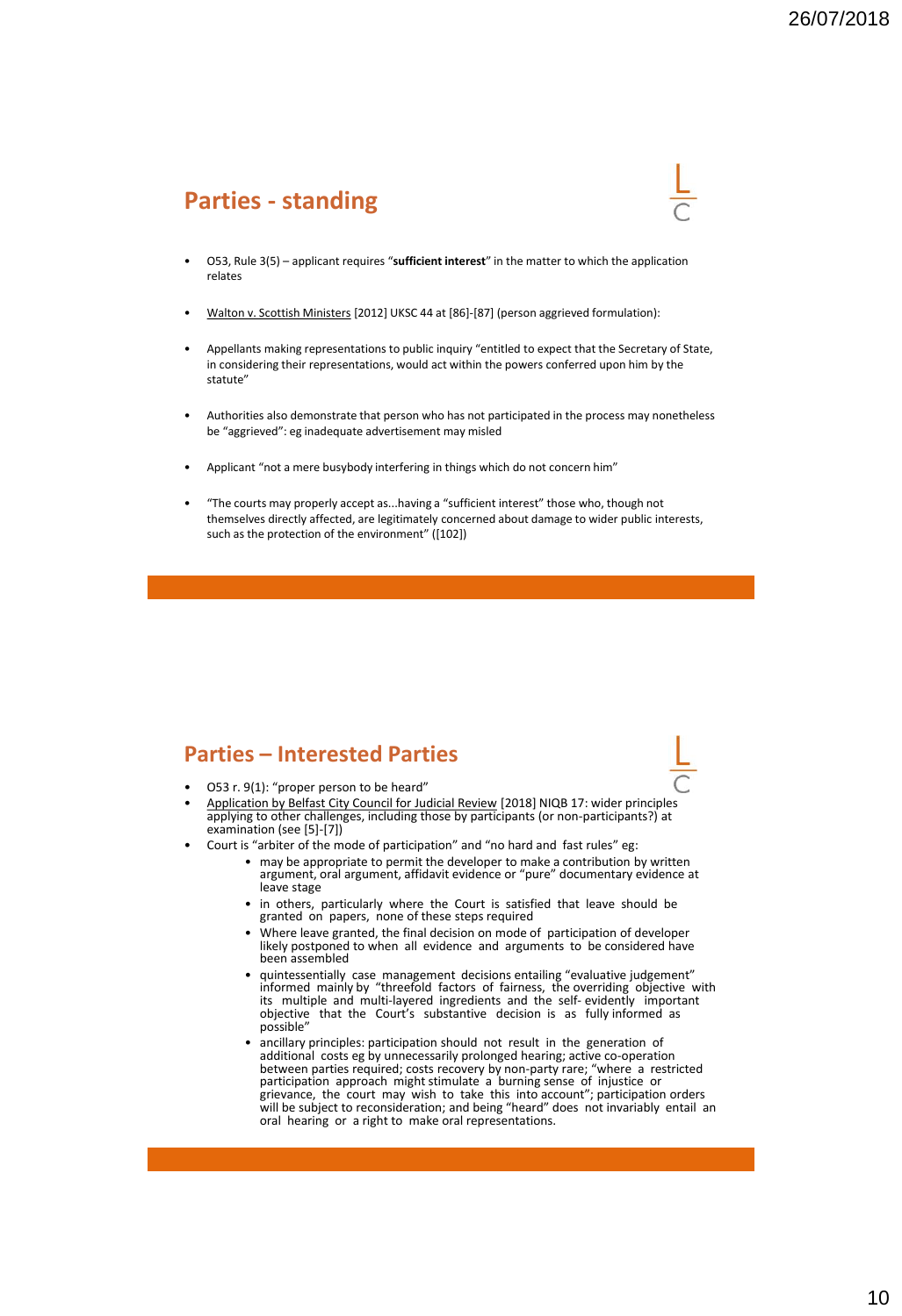## Parties - standing

- O53, Rule 3(5) – applicant requires "**sufficient interest**" in the matter to which the application relates
- Walton v. Scottish Ministers [2012] UKSC 44 at [86]-[87] (person aggrieved formulation):
- Appellants making representations to public inquiry "entitled to expect that the Secretary of State, in considering their representations, would act within the powers conferred upon him by the statute"
- Authorities also demonstrate that person who has not participated in the process may nonetheless be "aggrieved": eg inadequate advertisement may misled
- Applicant "not a mere busybody interfering in things which do not concern him"
- "The courts may properly accept as...having a "sufficient interest" those who, though not themselves directly affected, are legitimately concerned about damage to wider public interests, such as the protection of the environment" ([102])

## Parties – Interested Parties

- O53 r. 9(1): "proper person to be heard"
- Application by Belfast City Council for Judicial Review [2018] NIQB 17: wider principles applying to other challenges, including those by participants (or non-participants?) at examination (see [5]-[7])
- Court is "arbiter of the mode of participation" and "no hard and fast rules" eg:
  - may be appropriate to permit the developer to make a contribution by written argument, oral argument, affidavit evidence or "pure" documentary evidence at leave stage
  - in others, particularly where the Court is satisfied that leave should be granted on papers, none of these steps required
  - Where leave granted, the final decision on mode of participation of developer likely postponed to when all evidence and arguments to be considered have been assembled
  - quintessentially case management decisions entailing "evaluative judgement" informed mainly by "threefold factors of fairness, the overriding objective with its multiple and multi-layered ingredients and the self- evidently important objective that the Court's substantive decision is as fully informed as possible"
  - ancillary principles: participation should not result in the generation of additional costs eg by unnecessarily prolonged hearing; active co-operation between parties required; costs recovery by non-party rare; "where a restricted participation approach might stimulate a burning sense of injustice or grievance, the court may wish to take this into account"; participation orders will be subject to reconsideration; and being "heard" does not invariably entail an oral hearing or a right to make oral representations.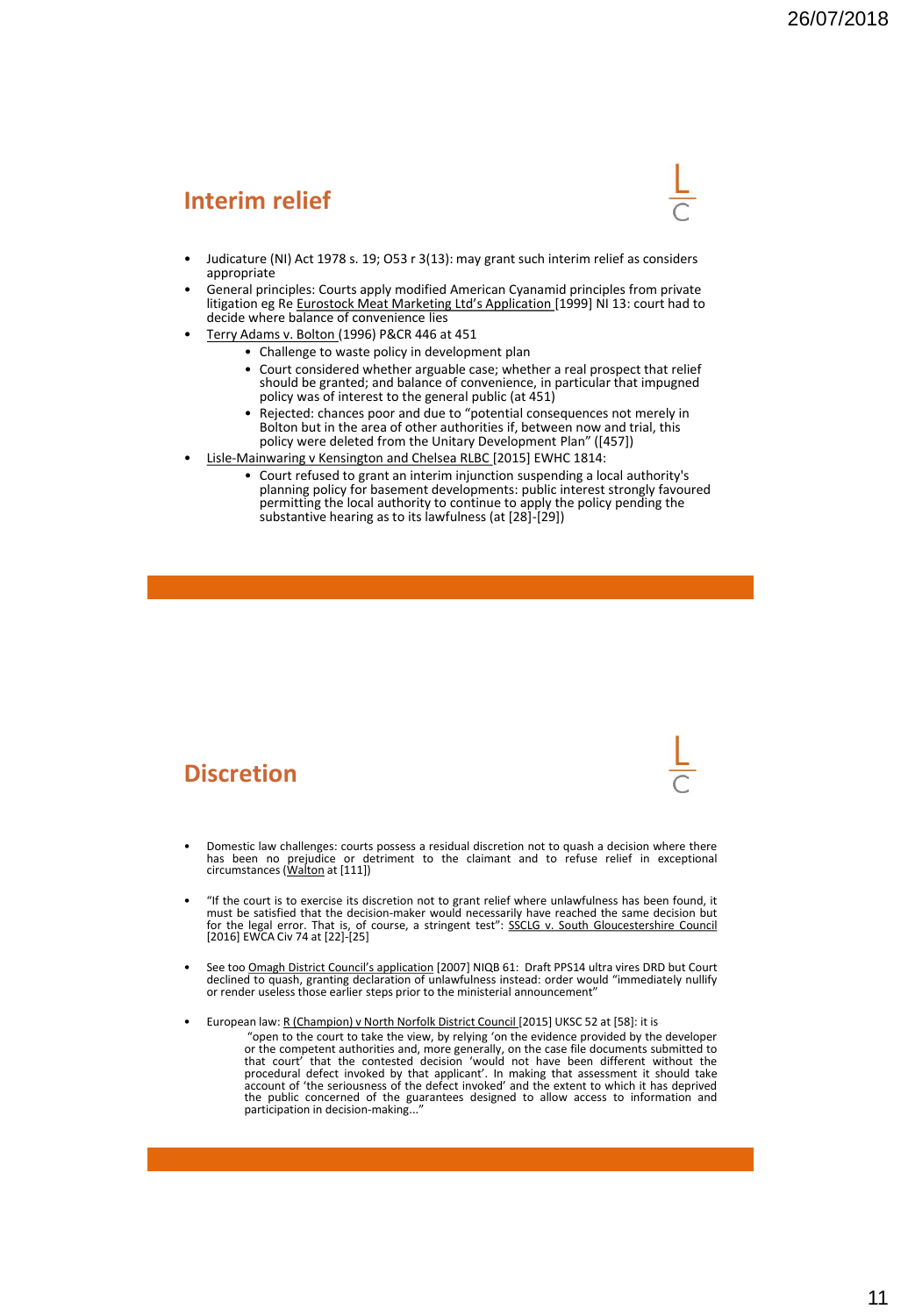## Interim relief

- Judicature (NI) Act 1978 s. 19; O53 r 3(13): may grant such interim relief as considers appropriate
- General principles: Courts apply modified American Cyanamid principles from private litigation eg Re Eurostock Meat Marketing Ltd's Application [1999] NI 13: court had to decide where balance of convenience lies
- Terry Adams v. Bolton (1996) P&CR 446 at 451
  - Challenge to waste policy in development plan
  - Court considered whether arguable case; whether a real prospect that relief should be granted; and balance of convenience, in particular that impugned policy was of interest to the general public (at 451)
  - Rejected: chances poor and due to "potential consequences not merely in Bolton but in the area of other authorities if, between now and trial, this policy were deleted from the Unitary Development Plan" ([457])
- Lisle-Mainwaring v Kensington and Chelsea RLBC [2015] EWHC 1814:
  - Court refused to grant an interim injunction suspending a local authority's planning policy for basement developments: public interest strongly favoured permitting the local authority to continue to apply the policy pending the substantive hearing as to its lawfulness (at [28]-[29])

## Discretion

- Domestic law challenges: courts possess a residual discretion not to quash a decision where there has been no prejudice or detriment to the claimant and to refuse relief in exceptional circumstances (Walton at [111])
- "If the court is to exercise its discretion not to grant relief where unlawfulness has been found, it must be satisfied that the decision-maker would necessarily have reached the same decision but for the legal error. That is, of course, a stringent test": SSCLG v. South Gloucestershire Council [2016] EWCA Civ 74 at [22]-[25]
- See too Omagh District Council's application [2007] NIQB 61: Draft PPS14 ultra vires DRD but Court declined to quash, granting declaration of unlawfulness instead: order would "immediately nullify or render useless those earlier steps prior to the ministerial announcement"
- European law: R (Champion) v North Norfolk District Council [2015] UKSC 52 at [58]: it is

  "open to the court to take the view, by relying 'on the evidence provided by the developer or the competent authorities and, more generally, on the case file documents submitted to that court' that the contested decision 'would not have been different without the procedural defect invoked by that applicant'. In making that assessment it should take account of 'the seriousness of the defect invoked' and the extent to which it has deprived the public concerned of the guarantees designed to allow access to information and participation in decision-making..."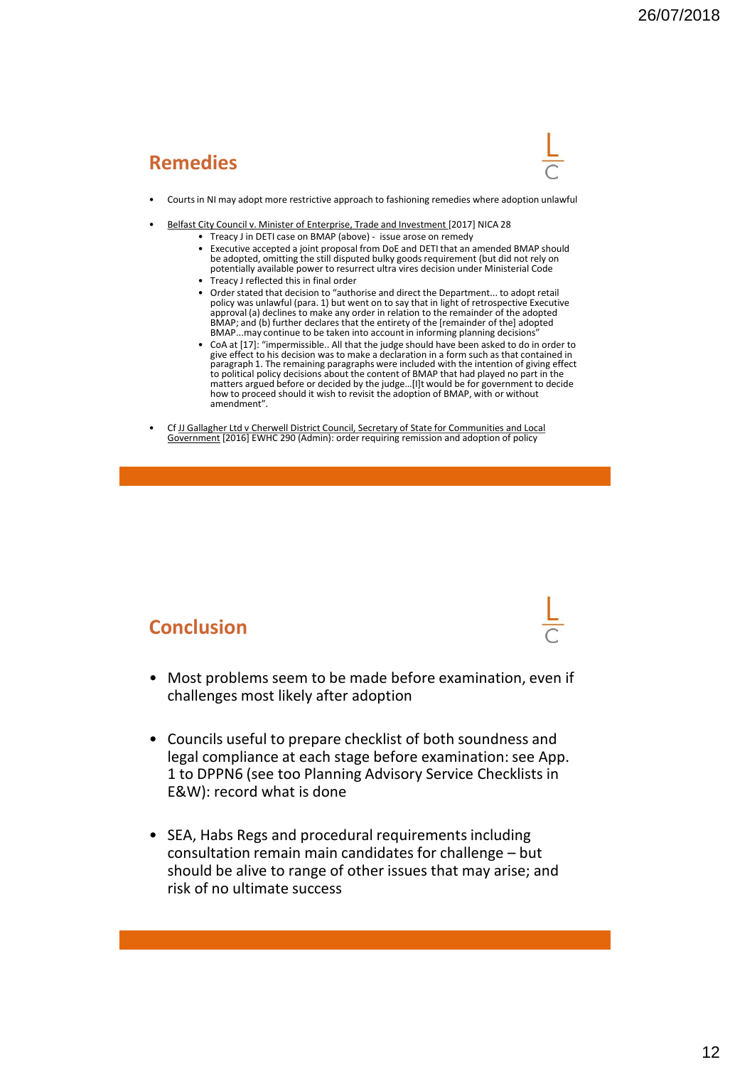## Remedies

- Courts in NI may adopt more restrictive approach to fashioning remedies where adoption unlawful
- Belfast City Council v. Minister of Enterprise, Trade and Investment [2017] NICA 28
  - Treacy J in DETI case on BMAP (above) - issue arose on remedy
  - Executive accepted a joint proposal from DoE and DETI that an amended BMAP should be adopted, omitting the still disputed bulky goods requirement (but did not rely on potentially available power to resurrect ultra vires decision under Ministerial Code
  - Treacy J reflected this in final order
  - Order stated that decision to "authorise and direct the Department... to adopt retail policy was unlawful (para. 1) but went on to say that in light of retrospective Executive approval (a) declines to make any order in relation to the remainder of the adopted BMAP; and (b) further declares that the entirety of the [remainder of the] adopted BMAP...may continue to be taken into account in informing planning decisions"
  - CoA at [17]: "impermissible.. All that the judge should have been asked to do in order to give effect to his decision was to make a declaration in a form such as that contained in paragraph 1. The remaining paragraphs were included with the intention of giving effect to political policy decisions about the content of BMAP that had played no part in the matters argued before or decided by the judge...[I]t would be for government to decide how to proceed should it wish to revisit the adoption of BMAP, with or without amendment".
- Cf JJ Gallagher Ltd v Cherwell District Council, Secretary of State for Communities and Local Government [2016] EWHC 290 (Admin): order requiring remission and adoption of policy

## Conclusion

- Most problems seem to be made before examination, even if challenges most likely after adoption
- Councils useful to prepare checklist of both soundness and legal compliance at each stage before examination: see App. 1 to DPPN6 (see too Planning Advisory Service Checklists in E&W): record what is done
- SEA, Habs Regs and procedural requirements including consultation remain main candidates for challenge – but should be alive to range of other issues that may arise; and risk of no ultimate success